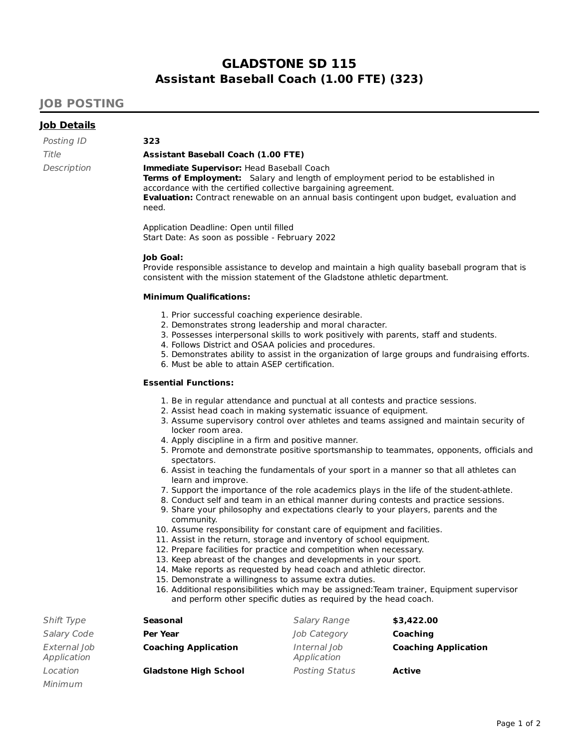# GLADSTONE SD 115
## Assistant Baseball Coach (1.00 FTE) (323)

## JOB POSTING

### Job Details

*Posting ID* **323**

*Title* **Assistant Baseball Coach (1.00 FTE)**

*Description*

**Immediate Supervisor:** Head Baseball Coach
**Terms of Employment:** Salary and length of employment period to be established in accordance with the certified collective bargaining agreement.
**Evaluation:** Contract renewable on an annual basis contingent upon budget, evaluation and need.

Application Deadline: Open until filled
Start Date: As soon as possible - February 2022

**Job Goal:**
Provide responsible assistance to develop and maintain a high quality baseball program that is consistent with the mission statement of the Gladstone athletic department.

**Minimum Qualifications:**

1. Prior successful coaching experience desirable.
2. Demonstrates strong leadership and moral character.
3. Possesses interpersonal skills to work positively with parents, staff and students.
4. Follows District and OSAA policies and procedures.
5. Demonstrates ability to assist in the organization of large groups and fundraising efforts.
6. Must be able to attain ASEP certification.

**Essential Functions:**

1. Be in regular attendance and punctual at all contests and practice sessions.
2. Assist head coach in making systematic issuance of equipment.
3. Assume supervisory control over athletes and teams assigned and maintain security of locker room area.
4. Apply discipline in a firm and positive manner.
5. Promote and demonstrate positive sportsmanship to teammates, opponents, officials and spectators.
6. Assist in teaching the fundamentals of your sport in a manner so that all athletes can learn and improve.
7. Support the importance of the role academics plays in the life of the student-athlete.
8. Conduct self and team in an ethical manner during contests and practice sessions.
9. Share your philosophy and expectations clearly to your players, parents and the community.
10. Assume responsibility for constant care of equipment and facilities.
11. Assist in the return, storage and inventory of school equipment.
12. Prepare facilities for practice and competition when necessary.
13. Keep abreast of the changes and developments in your sport.
14. Make reports as requested by head coach and athletic director.
15. Demonstrate a willingness to assume extra duties.
16. Additional responsibilities which may be assigned:Team trainer, Equipment supervisor and perform other specific duties as required by the head coach.

| | | | |
|---|---|---|---|
| *Shift Type* | **Seasonal** | *Salary Range* | **$3,422.00** |
| *Salary Code* | **Per Year** | *Job Category* | **Coaching** |
| *External Job Application* | **Coaching Application** | *Internal Job Application* | **Coaching Application** |
| *Location* | **Gladstone High School** | *Posting Status* | **Active** |
| *Minimum* | | | |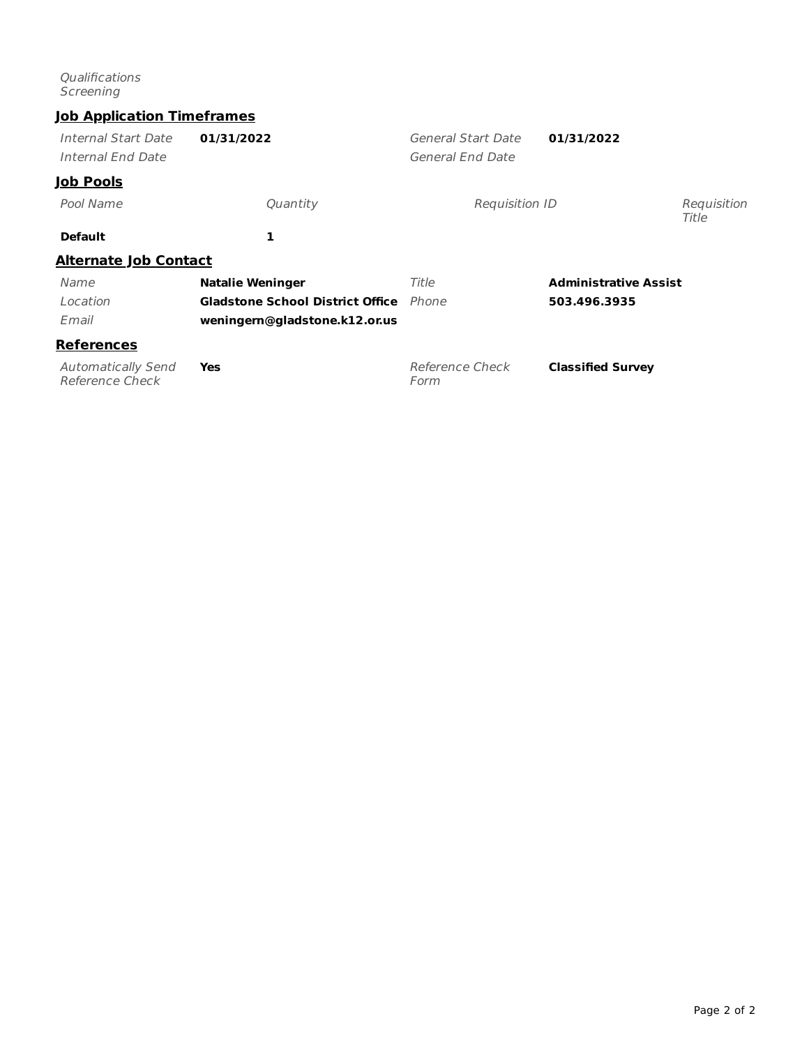*Qualifications Screening*

## Job Application Timeframes

| | | | |
|---|---|---|---|
| *Internal Start Date* | **01/31/2022** | *General Start Date* | **01/31/2022** |
| *Internal End Date* | | *General End Date* | |

## Job Pools

| *Pool Name* | *Quantity* | *Requisition ID* | *Requisition Title* |
|---|---|---|---|
| **Default** | **1** | | |

## Alternate Job Contact

| | | | |
|---|---|---|---|
| *Name* | **Natalie Weninger** | *Title* | **Administrative Assist** |
| *Location* | **Gladstone School District Office** | *Phone* | **503.496.3935** |
| *Email* | **weningern@gladstone.k12.or.us** | | |

## References

| | | | |
|---|---|---|---|
| *Automatically Send Reference Check* | **Yes** | *Reference Check Form* | **Classified Survey** |